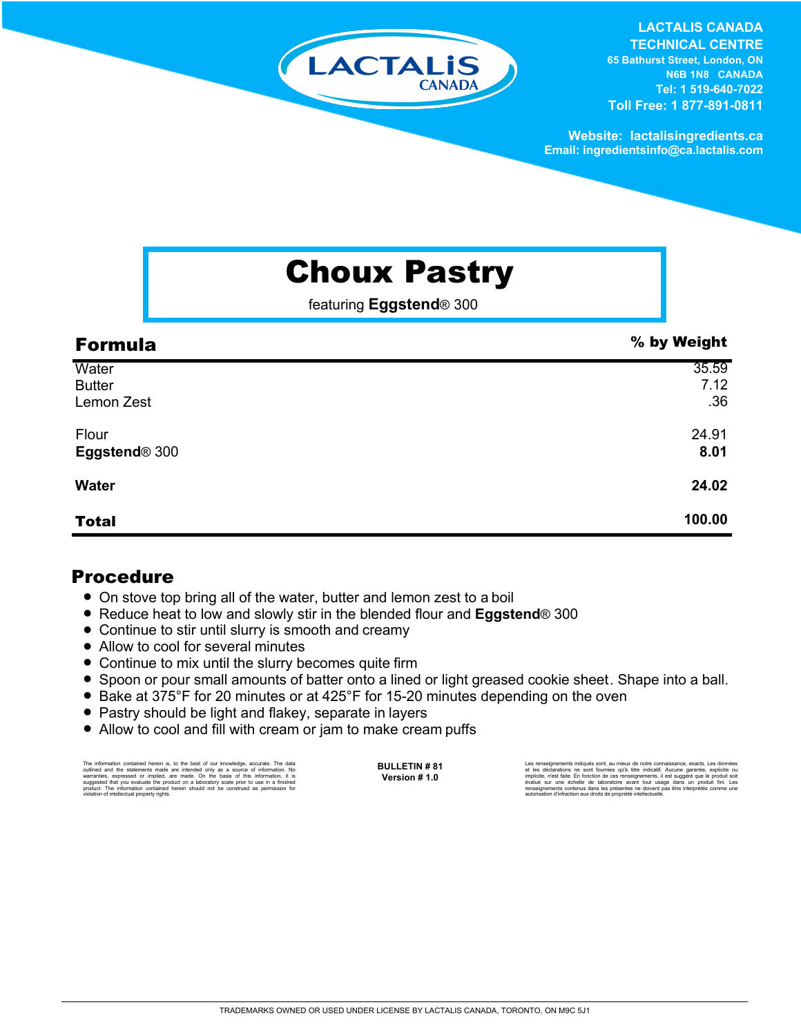LACTALIS CANADA

**LACTALIS CANADA TECHNICAL CENTRE**
**65 Bathurst Street, London, ON**
**N6B 1N8 CANADA**
**Tel: 1 519-640-7022**
**Toll Free: 1 877-891-0811**

**Website: lactalisingredients.ca**
**Email: ingredientsinfo@ca.lactalis.com**

# Choux Pastry

featuring **Eggstend**® 300

| **Formula** | **% by Weight** |
|---|---|
| Water | 35.59 |
| Butter | 7.12 |
| Lemon Zest | .36 |
| Flour | 24.91 |
| **Eggstend**® 300 | **8.01** |
| **Water** | **24.02** |
| **Total** | **100.00** |

## Procedure

- On stove top bring all of the water, butter and lemon zest to a boil
- Reduce heat to low and slowly stir in the blended flour and **Eggstend**® 300
- Continue to stir until slurry is smooth and creamy
- Allow to cool for several minutes
- Continue to mix until the slurry becomes quite firm
- Spoon or pour small amounts of batter onto a lined or light greased cookie sheet. Shape into a ball.
- Bake at 375°F for 20 minutes or at 425°F for 15-20 minutes depending on the oven
- Pastry should be light and flakey, separate in layers
- Allow to cool and fill with cream or jam to make cream puffs

The information contained herein is, to the best of our knowledge, accurate. The data outlined and the statements made are intended only as a source of information. No warranties, expressed or implied, are made. On the basis of this information, it is suggested that you evaluate the product on a laboratory scale prior to use in a finished product. The information contained herein should not be construed as permission for violation of intellectual property rights.

**BULLETIN # 81**
**Version # 1.0**

Les renseignements indiqués sont, au mieux de notre connaissance, exacts. Les données et les déclarations ne sont fournies qu'à titre indicatif. Aucune garantie, explicite ou implicite, n'est faite. En fonction de ces renseignements, il est suggéré que le produit soit évalué sur une échelle de laboratoire avant tout usage dans un produit fini. Les renseignements contenus dans les présentes ne doivent pas être interprétés comme une autorisation d'infraction aux droits de propriété intellectuelle.

TRADEMARKS OWNED OR USED UNDER LICENSE BY LACTALIS CANADA, TORONTO, ON M9C 5J1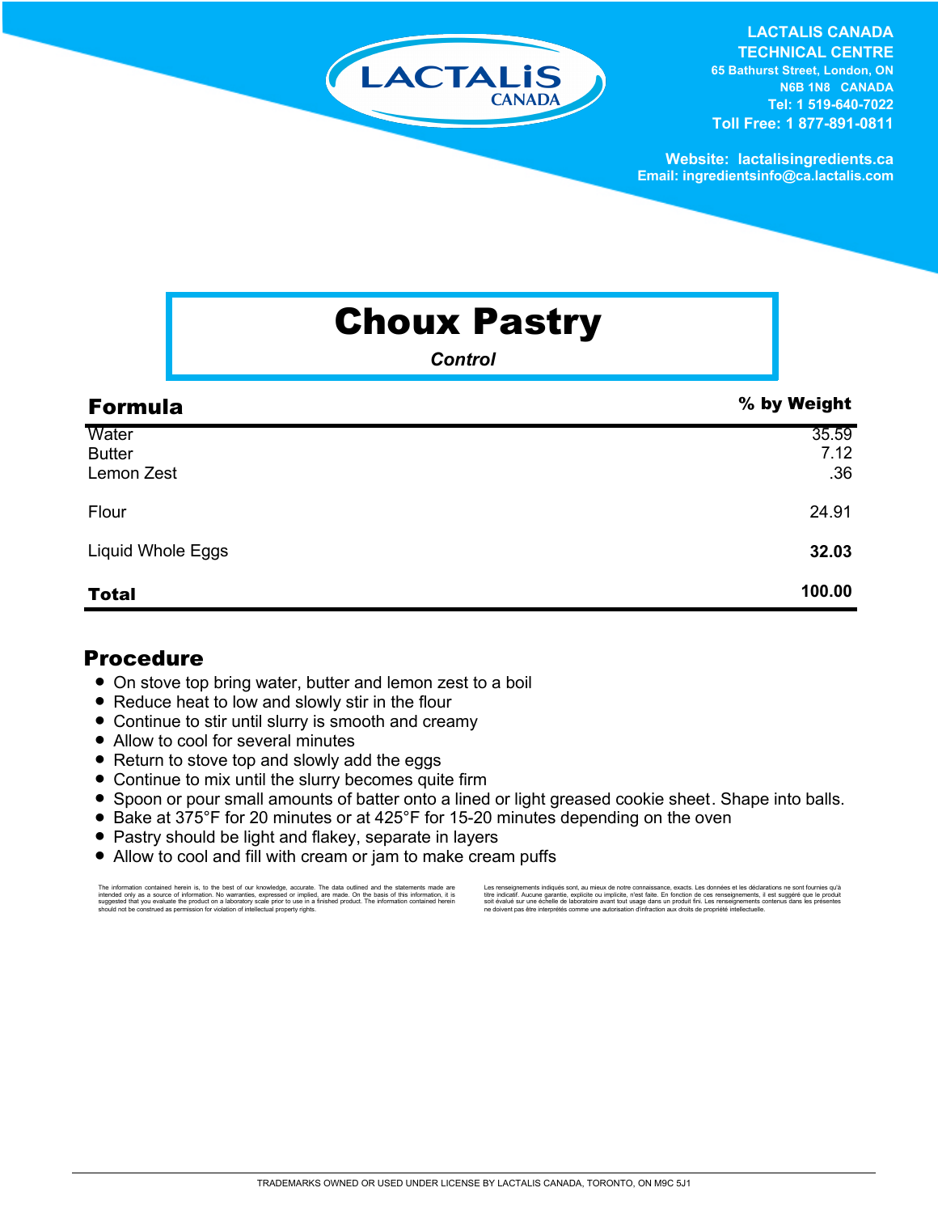LACTALIS CANADA
TECHNICAL CENTRE
65 Bathurst Street, London, ON
N6B 1N8 CANADA
Tel: 1 519-640-7022
Toll Free: 1 877-891-0811

Website: lactalisingredients.ca
Email: ingredientsinfo@ca.lactalis.com

# Choux Pastry

*Control*

| Formula | % by Weight |
|---|---|
| Water | 35.59 |
| Butter | 7.12 |
| Lemon Zest | .36 |
| Flour | 24.91 |
| Liquid Whole Eggs | **32.03** |
| **Total** | **100.00** |

## Procedure

- On stove top bring water, butter and lemon zest to a boil
- Reduce heat to low and slowly stir in the flour
- Continue to stir until slurry is smooth and creamy
- Allow to cool for several minutes
- Return to stove top and slowly add the eggs
- Continue to mix until the slurry becomes quite firm
- Spoon or pour small amounts of batter onto a lined or light greased cookie sheet. Shape into balls.
- Bake at 375°F for 20 minutes or at 425°F for 15-20 minutes depending on the oven
- Pastry should be light and flakey, separate in layers
- Allow to cool and fill with cream or jam to make cream puffs

The information contained herein is, to the best of our knowledge, accurate. The data outlined and the statements made are intended only as a source of information. No warranties, expressed or implied, are made. On the basis of this information, it is suggested that you evaluate the product on a laboratory scale prior to use in a finished product. The information contained herein should not be construed as permission for violation of intellectual property rights.

Les renseignements indiqués sont, au mieux de notre connaissance, exacts. Les données et les déclarations ne sont fournies qu'à titre indicatif. Aucune garantie, explicite ou implicite, n'est faite. En fonction de ces renseignements, il est suggéré que le produit soit évalué sur une échelle de laboratoire avant tout usage dans un produit fini. Les renseignements contenus dans les présentes ne doivent pas être interprétés comme une autorisation d'infraction aux droits de propriété intellectuelle.

TRADEMARKS OWNED OR USED UNDER LICENSE BY LACTALIS CANADA, TORONTO, ON M9C 5J1